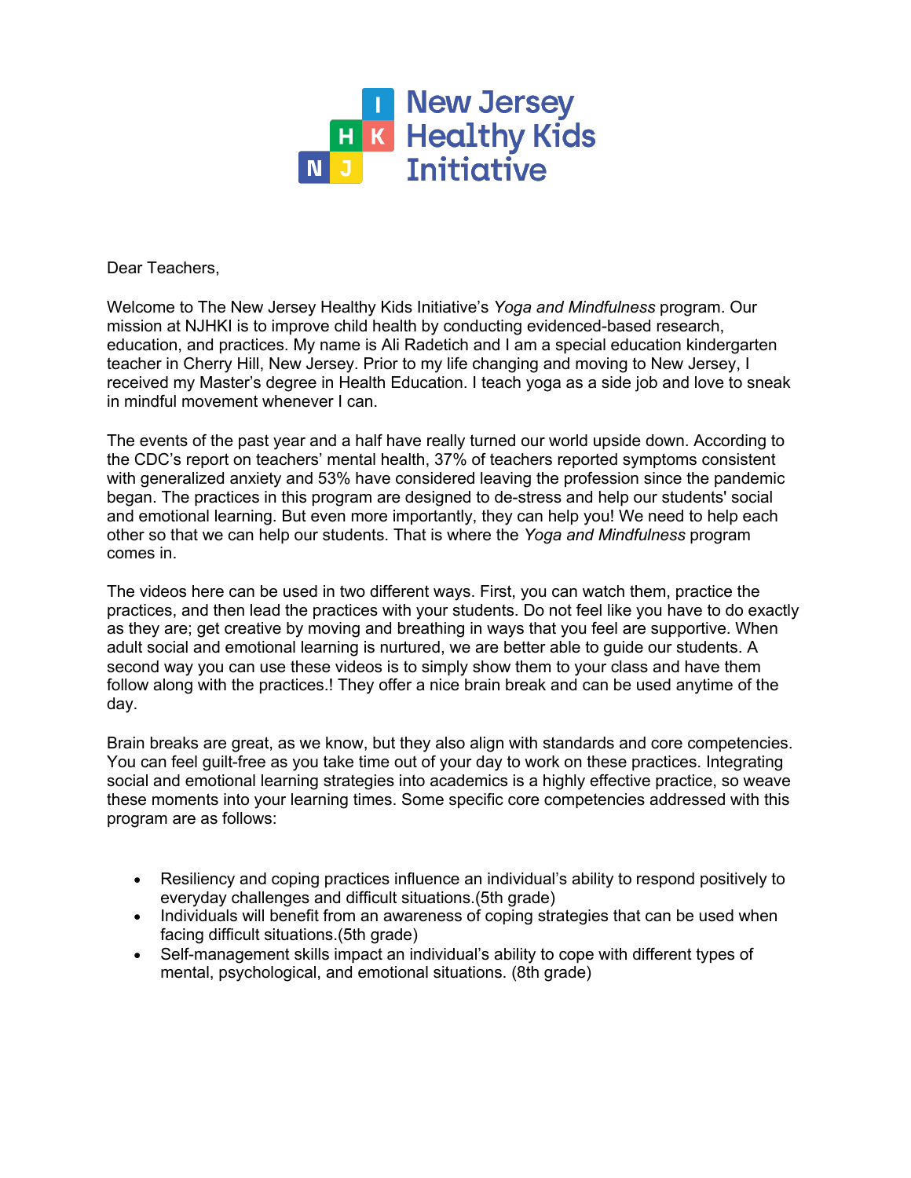# New Jersey Healthy Kids Initiative

Dear Teachers,

Welcome to The New Jersey Healthy Kids Initiative's *Yoga and Mindfulness* program. Our mission at NJHKI is to improve child health by conducting evidenced-based research, education, and practices. My name is Ali Radetich and I am a special education kindergarten teacher in Cherry Hill, New Jersey. Prior to my life changing and moving to New Jersey, I received my Master's degree in Health Education. I teach yoga as a side job and love to sneak in mindful movement whenever I can.

The events of the past year and a half have really turned our world upside down. According to the CDC's report on teachers' mental health, 37% of teachers reported symptoms consistent with generalized anxiety and 53% have considered leaving the profession since the pandemic began. The practices in this program are designed to de-stress and help our students' social and emotional learning. But even more importantly, they can help you! We need to help each other so that we can help our students. That is where the *Yoga and Mindfulness* program comes in.

The videos here can be used in two different ways. First, you can watch them, practice the practices, and then lead the practices with your students. Do not feel like you have to do exactly as they are; get creative by moving and breathing in ways that you feel are supportive. When adult social and emotional learning is nurtured, we are better able to guide our students. A second way you can use these videos is to simply show them to your class and have them follow along with the practices.! They offer a nice brain break and can be used anytime of the day.

Brain breaks are great, as we know, but they also align with standards and core competencies. You can feel guilt-free as you take time out of your day to work on these practices. Integrating social and emotional learning strategies into academics is a highly effective practice, so weave these moments into your learning times. Some specific core competencies addressed with this program are as follows:

- Resiliency and coping practices influence an individual's ability to respond positively to everyday challenges and difficult situations.(5th grade)
- Individuals will benefit from an awareness of coping strategies that can be used when facing difficult situations.(5th grade)
- Self-management skills impact an individual's ability to cope with different types of mental, psychological, and emotional situations. (8th grade)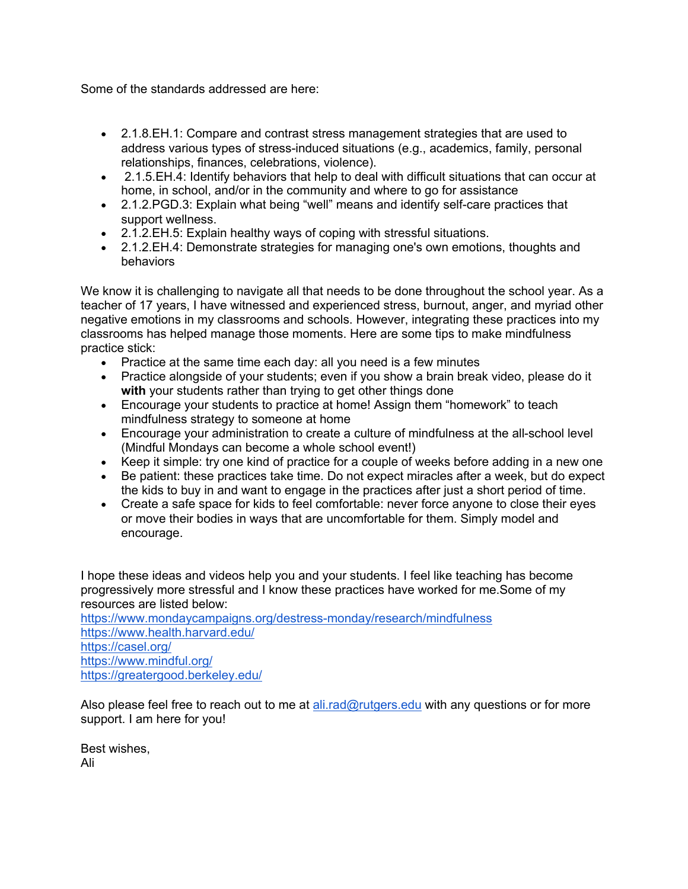Some of the standards addressed are here:

- 2.1.8.EH.1: Compare and contrast stress management strategies that are used to address various types of stress-induced situations (e.g., academics, family, personal relationships, finances, celebrations, violence).
- 2.1.5.EH.4: Identify behaviors that help to deal with difficult situations that can occur at home, in school, and/or in the community and where to go for assistance
- 2.1.2.PGD.3: Explain what being "well" means and identify self-care practices that support wellness.
- 2.1.2.EH.5: Explain healthy ways of coping with stressful situations.
- 2.1.2.EH.4: Demonstrate strategies for managing one's own emotions, thoughts and behaviors

We know it is challenging to navigate all that needs to be done throughout the school year. As a teacher of 17 years, I have witnessed and experienced stress, burnout, anger, and myriad other negative emotions in my classrooms and schools. However, integrating these practices into my classrooms has helped manage those moments. Here are some tips to make mindfulness practice stick:

- Practice at the same time each day: all you need is a few minutes
- Practice alongside of your students; even if you show a brain break video, please do it **with** your students rather than trying to get other things done
- Encourage your students to practice at home! Assign them "homework" to teach mindfulness strategy to someone at home
- Encourage your administration to create a culture of mindfulness at the all-school level (Mindful Mondays can become a whole school event!)
- Keep it simple: try one kind of practice for a couple of weeks before adding in a new one
- Be patient: these practices take time. Do not expect miracles after a week, but do expect the kids to buy in and want to engage in the practices after just a short period of time.
- Create a safe space for kids to feel comfortable: never force anyone to close their eyes or move their bodies in ways that are uncomfortable for them. Simply model and encourage.

I hope these ideas and videos help you and your students. I feel like teaching has become progressively more stressful and I know these practices have worked for me.Some of my resources are listed below:
https://www.mondaycampaigns.org/destress-monday/research/mindfulness
https://www.health.harvard.edu/
https://casel.org/
https://www.mindful.org/
https://greatergood.berkeley.edu/

Also please feel free to reach out to me at ali.rad@rutgers.edu with any questions or for more support. I am here for you!

Best wishes,
Ali